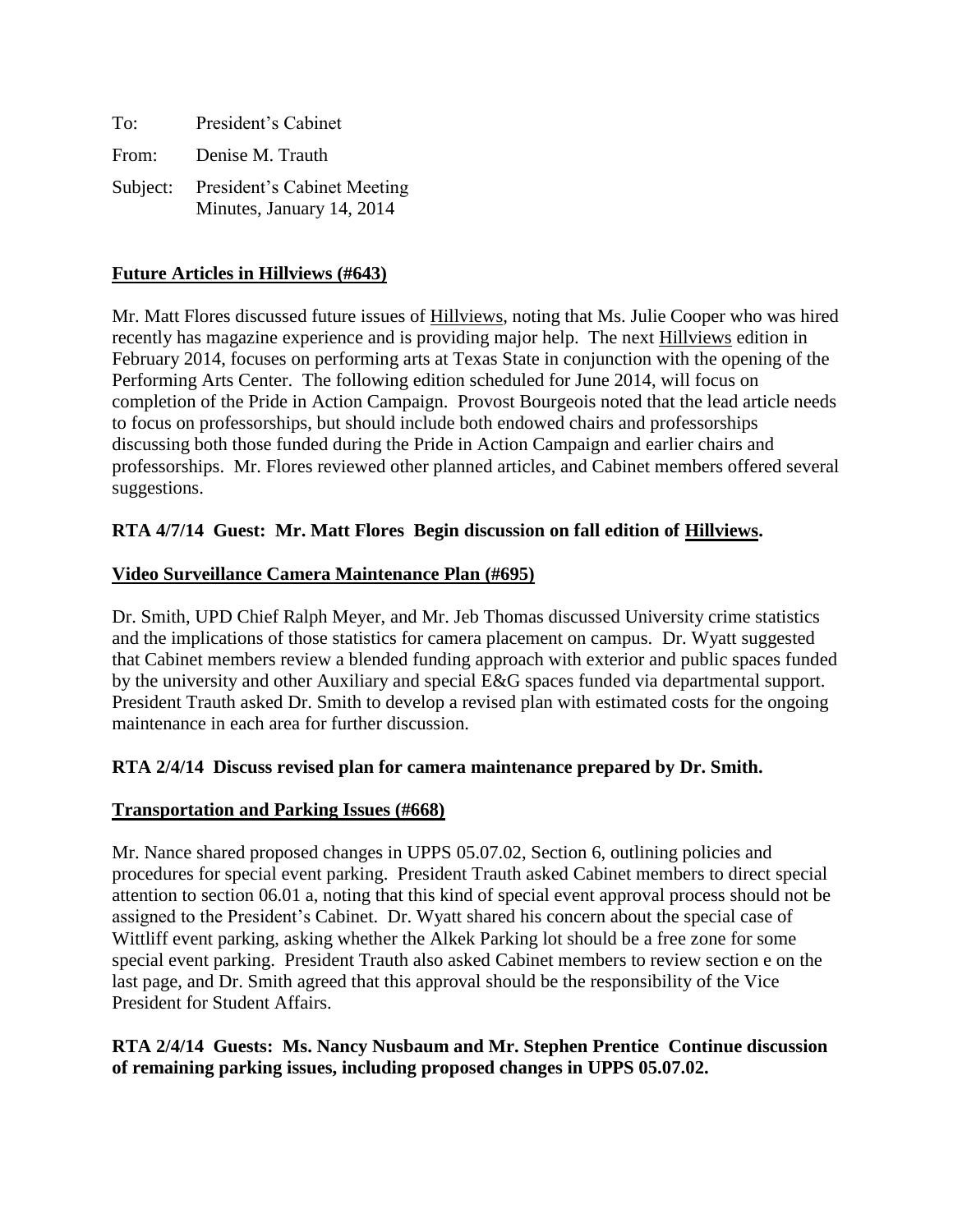To: President's Cabinet

From: Denise M. Trauth

Subject: President's Cabinet Meeting Minutes, January 14, 2014

**Future Articles in Hillviews (#643)**

Mr. Matt Flores discussed future issues of Hillviews, noting that Ms. Julie Cooper who was hired recently has magazine experience and is providing major help. The next Hillviews edition in February 2014, focuses on performing arts at Texas State in conjunction with the opening of the Performing Arts Center. The following edition scheduled for June 2014, will focus on completion of the Pride in Action Campaign. Provost Bourgeois noted that the lead article needs to focus on professorships, but should include both endowed chairs and professorships discussing both those funded during the Pride in Action Campaign and earlier chairs and professorships. Mr. Flores reviewed other planned articles, and Cabinet members offered several suggestions.

**RTA 4/7/14 Guest: Mr. Matt Flores Begin discussion on fall edition of Hillviews.**

**Video Surveillance Camera Maintenance Plan (#695)**

Dr. Smith, UPD Chief Ralph Meyer, and Mr. Jeb Thomas discussed University crime statistics and the implications of those statistics for camera placement on campus. Dr. Wyatt suggested that Cabinet members review a blended funding approach with exterior and public spaces funded by the university and other Auxiliary and special E&G spaces funded via departmental support. President Trauth asked Dr. Smith to develop a revised plan with estimated costs for the ongoing maintenance in each area for further discussion.

**RTA 2/4/14 Discuss revised plan for camera maintenance prepared by Dr. Smith.**

**Transportation and Parking Issues (#668)**

Mr. Nance shared proposed changes in UPPS 05.07.02, Section 6, outlining policies and procedures for special event parking. President Trauth asked Cabinet members to direct special attention to section 06.01 a, noting that this kind of special event approval process should not be assigned to the President's Cabinet. Dr. Wyatt shared his concern about the special case of Wittliff event parking, asking whether the Alkek Parking lot should be a free zone for some special event parking. President Trauth also asked Cabinet members to review section e on the last page, and Dr. Smith agreed that this approval should be the responsibility of the Vice President for Student Affairs.

**RTA 2/4/14 Guests: Ms. Nancy Nusbaum and Mr. Stephen Prentice Continue discussion of remaining parking issues, including proposed changes in UPPS 05.07.02.**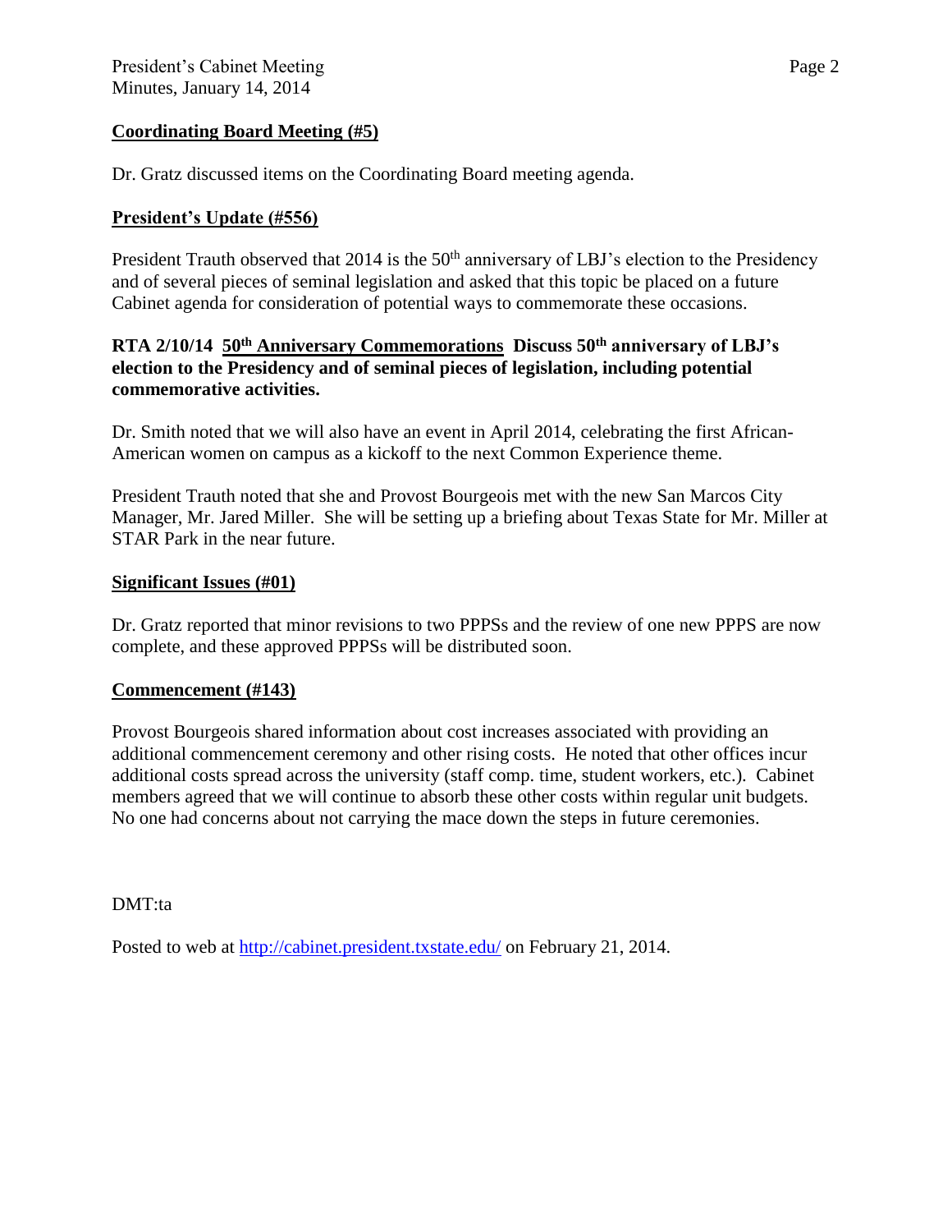**Coordinating Board Meeting (#5)**

Dr. Gratz discussed items on the Coordinating Board meeting agenda.

**President's Update (#556)**

President Trauth observed that 2014 is the 50th anniversary of LBJ's election to the Presidency and of several pieces of seminal legislation and asked that this topic be placed on a future Cabinet agenda for consideration of potential ways to commemorate these occasions.

**RTA 2/10/14 50th Anniversary Commemorations Discuss 50th anniversary of LBJ's election to the Presidency and of seminal pieces of legislation, including potential commemorative activities.**

Dr. Smith noted that we will also have an event in April 2014, celebrating the first African-American women on campus as a kickoff to the next Common Experience theme.

President Trauth noted that she and Provost Bourgeois met with the new San Marcos City Manager, Mr. Jared Miller. She will be setting up a briefing about Texas State for Mr. Miller at STAR Park in the near future.

**Significant Issues (#01)**

Dr. Gratz reported that minor revisions to two PPPSs and the review of one new PPPS are now complete, and these approved PPPSs will be distributed soon.

**Commencement (#143)**

Provost Bourgeois shared information about cost increases associated with providing an additional commencement ceremony and other rising costs. He noted that other offices incur additional costs spread across the university (staff comp. time, student workers, etc.). Cabinet members agreed that we will continue to absorb these other costs within regular unit budgets. No one had concerns about not carrying the mace down the steps in future ceremonies.

DMT:ta

Posted to web at http://cabinet.president.txstate.edu/ on February 21, 2014.